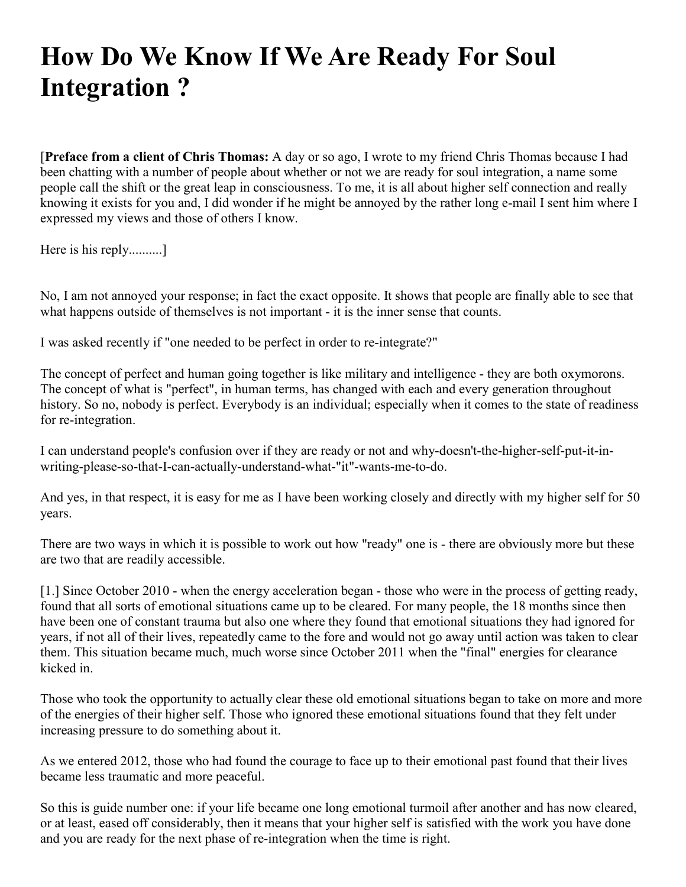# How Do We Know If We Are Ready For Soul Integration ?

[**Preface from a client of Chris Thomas:** A day or so ago, I wrote to my friend Chris Thomas because I had been chatting with a number of people about whether or not we are ready for soul integration, a name some people call the shift or the great leap in consciousness. To me, it is all about higher self connection and really knowing it exists for you and, I did wonder if he might be annoyed by the rather long e-mail I sent him where I expressed my views and those of others I know.

Here is his reply..........]

No, I am not annoyed your response; in fact the exact opposite. It shows that people are finally able to see that what happens outside of themselves is not important - it is the inner sense that counts.

I was asked recently if "one needed to be perfect in order to re-integrate?"

The concept of perfect and human going together is like military and intelligence - they are both oxymorons. The concept of what is "perfect", in human terms, has changed with each and every generation throughout history. So no, nobody is perfect. Everybody is an individual; especially when it comes to the state of readiness for re-integration.

I can understand people's confusion over if they are ready or not and why-doesn't-the-higher-self-put-it-in-writing-please-so-that-I-can-actually-understand-what-"it"-wants-me-to-do.

And yes, in that respect, it is easy for me as I have been working closely and directly with my higher self for 50 years.

There are two ways in which it is possible to work out how "ready" one is - there are obviously more but these are two that are readily accessible.

[1.] Since October 2010 - when the energy acceleration began - those who were in the process of getting ready, found that all sorts of emotional situations came up to be cleared. For many people, the 18 months since then have been one of constant trauma but also one where they found that emotional situations they had ignored for years, if not all of their lives, repeatedly came to the fore and would not go away until action was taken to clear them. This situation became much, much worse since October 2011 when the "final" energies for clearance kicked in.

Those who took the opportunity to actually clear these old emotional situations began to take on more and more of the energies of their higher self. Those who ignored these emotional situations found that they felt under increasing pressure to do something about it.

As we entered 2012, those who had found the courage to face up to their emotional past found that their lives became less traumatic and more peaceful.

So this is guide number one: if your life became one long emotional turmoil after another and has now cleared, or at least, eased off considerably, then it means that your higher self is satisfied with the work you have done and you are ready for the next phase of re-integration when the time is right.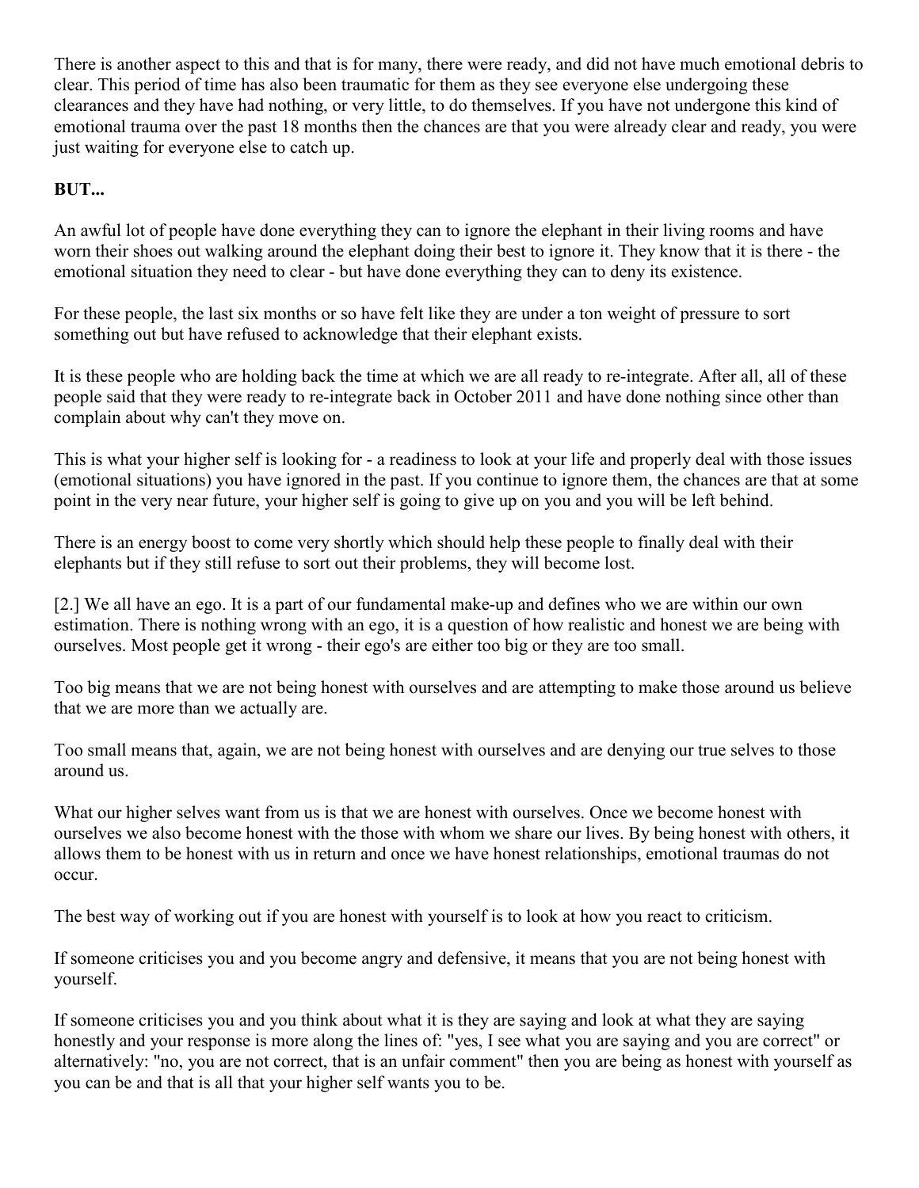There is another aspect to this and that is for many, there were ready, and did not have much emotional debris to clear. This period of time has also been traumatic for them as they see everyone else undergoing these clearances and they have had nothing, or very little, to do themselves. If you have not undergone this kind of emotional trauma over the past 18 months then the chances are that you were already clear and ready, you were just waiting for everyone else to catch up.

**BUT...**

An awful lot of people have done everything they can to ignore the elephant in their living rooms and have worn their shoes out walking around the elephant doing their best to ignore it. They know that it is there - the emotional situation they need to clear - but have done everything they can to deny its existence.

For these people, the last six months or so have felt like they are under a ton weight of pressure to sort something out but have refused to acknowledge that their elephant exists.

It is these people who are holding back the time at which we are all ready to re-integrate. After all, all of these people said that they were ready to re-integrate back in October 2011 and have done nothing since other than complain about why can't they move on.

This is what your higher self is looking for - a readiness to look at your life and properly deal with those issues (emotional situations) you have ignored in the past. If you continue to ignore them, the chances are that at some point in the very near future, your higher self is going to give up on you and you will be left behind.

There is an energy boost to come very shortly which should help these people to finally deal with their elephants but if they still refuse to sort out their problems, they will become lost.

[2.] We all have an ego. It is a part of our fundamental make-up and defines who we are within our own estimation. There is nothing wrong with an ego, it is a question of how realistic and honest we are being with ourselves. Most people get it wrong - their ego's are either too big or they are too small.

Too big means that we are not being honest with ourselves and are attempting to make those around us believe that we are more than we actually are.

Too small means that, again, we are not being honest with ourselves and are denying our true selves to those around us.

What our higher selves want from us is that we are honest with ourselves. Once we become honest with ourselves we also become honest with the those with whom we share our lives. By being honest with others, it allows them to be honest with us in return and once we have honest relationships, emotional traumas do not occur.

The best way of working out if you are honest with yourself is to look at how you react to criticism.

If someone criticises you and you become angry and defensive, it means that you are not being honest with yourself.

If someone criticises you and you think about what it is they are saying and look at what they are saying honestly and your response is more along the lines of: "yes, I see what you are saying and you are correct" or alternatively: "no, you are not correct, that is an unfair comment" then you are being as honest with yourself as you can be and that is all that your higher self wants you to be.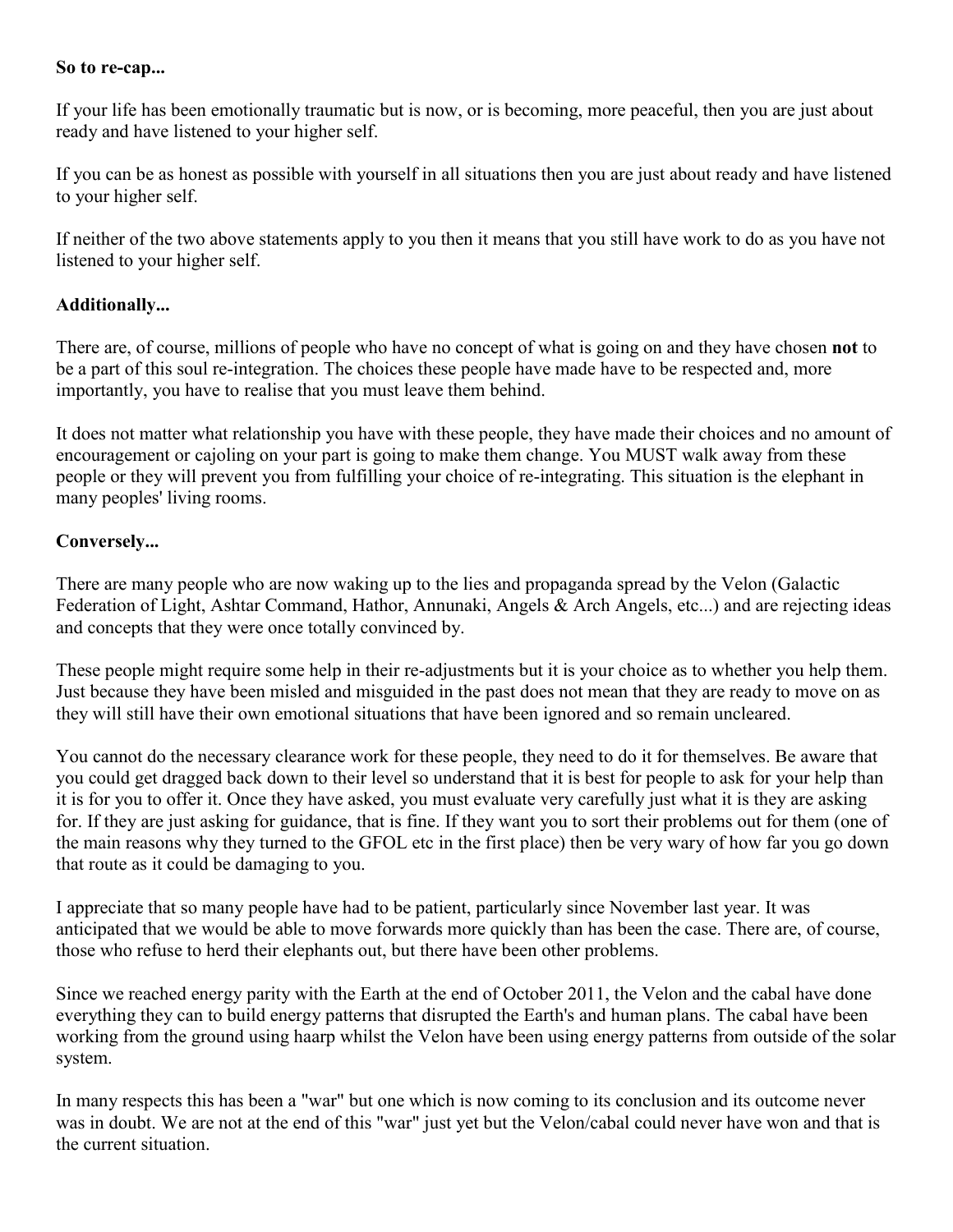**So to re-cap...**

If your life has been emotionally traumatic but is now, or is becoming, more peaceful, then you are just about ready and have listened to your higher self.

If you can be as honest as possible with yourself in all situations then you are just about ready and have listened to your higher self.

If neither of the two above statements apply to you then it means that you still have work to do as you have not listened to your higher self.

**Additionally...**

There are, of course, millions of people who have no concept of what is going on and they have chosen **not** to be a part of this soul re-integration. The choices these people have made have to be respected and, more importantly, you have to realise that you must leave them behind.

It does not matter what relationship you have with these people, they have made their choices and no amount of encouragement or cajoling on your part is going to make them change. You MUST walk away from these people or they will prevent you from fulfilling your choice of re-integrating. This situation is the elephant in many peoples' living rooms.

**Conversely...**

There are many people who are now waking up to the lies and propaganda spread by the Velon (Galactic Federation of Light, Ashtar Command, Hathor, Annunaki, Angels & Arch Angels, etc...) and are rejecting ideas and concepts that they were once totally convinced by.

These people might require some help in their re-adjustments but it is your choice as to whether you help them. Just because they have been misled and misguided in the past does not mean that they are ready to move on as they will still have their own emotional situations that have been ignored and so remain uncleared.

You cannot do the necessary clearance work for these people, they need to do it for themselves. Be aware that you could get dragged back down to their level so understand that it is best for people to ask for your help than it is for you to offer it. Once they have asked, you must evaluate very carefully just what it is they are asking for. If they are just asking for guidance, that is fine. If they want you to sort their problems out for them (one of the main reasons why they turned to the GFOL etc in the first place) then be very wary of how far you go down that route as it could be damaging to you.

I appreciate that so many people have had to be patient, particularly since November last year. It was anticipated that we would be able to move forwards more quickly than has been the case. There are, of course, those who refuse to herd their elephants out, but there have been other problems.

Since we reached energy parity with the Earth at the end of October 2011, the Velon and the cabal have done everything they can to build energy patterns that disrupted the Earth's and human plans. The cabal have been working from the ground using haarp whilst the Velon have been using energy patterns from outside of the solar system.

In many respects this has been a "war" but one which is now coming to its conclusion and its outcome never was in doubt. We are not at the end of this "war" just yet but the Velon/cabal could never have won and that is the current situation.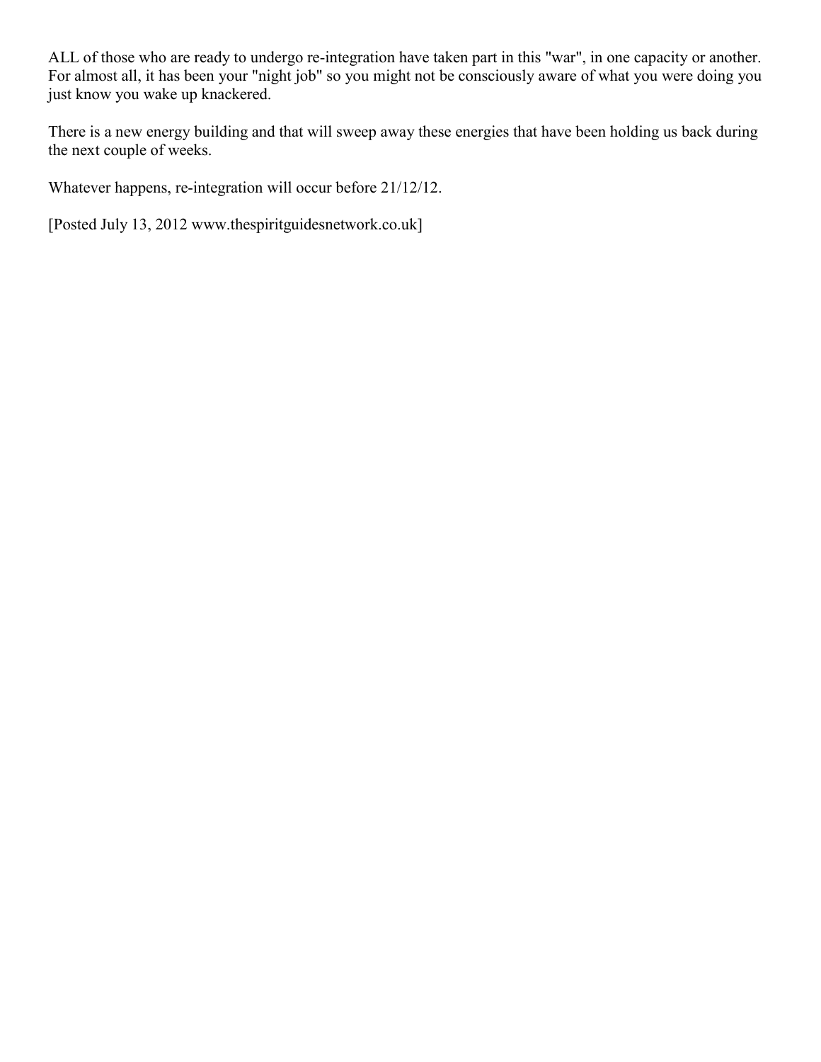ALL of those who are ready to undergo re-integration have taken part in this "war", in one capacity or another. For almost all, it has been your "night job" so you might not be consciously aware of what you were doing you just know you wake up knackered.

There is a new energy building and that will sweep away these energies that have been holding us back during the next couple of weeks.

Whatever happens, re-integration will occur before 21/12/12.

[Posted July 13, 2012 www.thespiritguidesnetwork.co.uk]